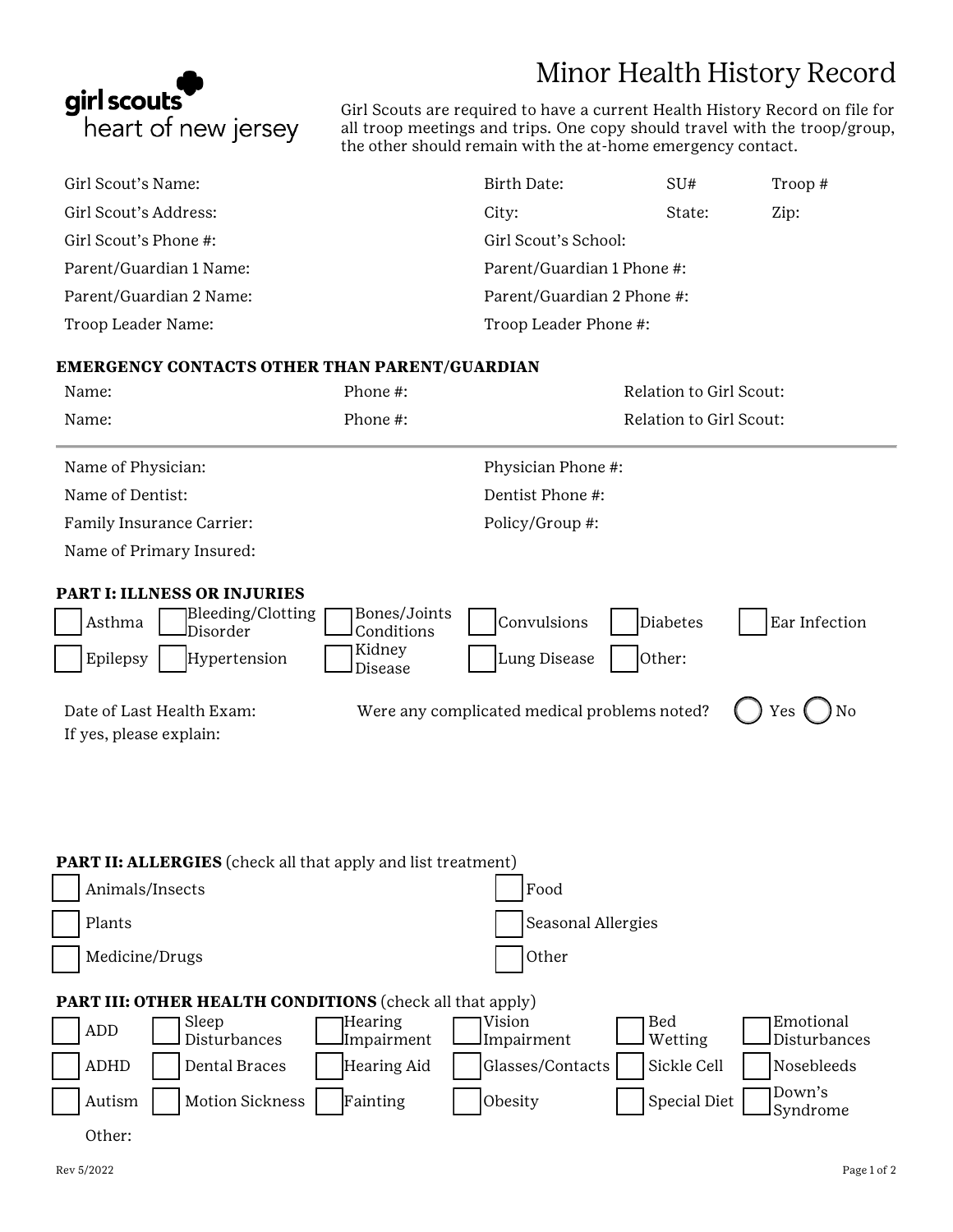# Minor Health History Record

girl scouts heart of new jersey

Girl Scouts are required to have a current Health History Record on file for all troop meetings and trips. One copy should travel with the troop/group, the other should remain with the at-home emergency contact.

Girl Scout's Name: Birth Date: SU# Troop #

Girl Scout's Address: City: State: Zip:

Girl Scout's Phone #: Girl Scout's School:

Parent/Guardian 1 Name: Parent/Guardian 1 Phone #:

Parent/Guardian 2 Name: Parent/Guardian 2 Phone #:

Troop Leader Name: Troop Leader Phone #:

**EMERGENCY CONTACTS OTHER THAN PARENT/GUARDIAN**

Name: Phone #: Relation to Girl Scout:

Name: Phone #: Relation to Girl Scout:

---

Name of Physician: Physician Phone #:

Name of Dentist: Dentist Phone #:

Family Insurance Carrier: Policy/Group #:

Name of Primary Insured:

**PART I: ILLNESS OR INJURIES**

- ☐ Asthma
- ☐ Bleeding/Clotting Disorder
- ☐ Bones/Joints Conditions
- ☐ Convulsions
- ☐ Diabetes
- ☐ Ear Infection
- ☐ Epilepsy
- ☐ Hypertension
- ☐ Kidney Disease
- ☐ Lung Disease
- ☐ Other:

Date of Last Health Exam: Were any complicated medical problems noted? ◯ Yes ◯ No

If yes, please explain:

**PART II: ALLERGIES** (check all that apply and list treatment)

- ☐ Animals/Insects
- ☐ Food
- ☐ Plants
- ☐ Seasonal Allergies
- ☐ Medicine/Drugs
- ☐ Other

**PART III: OTHER HEALTH CONDITIONS** (check all that apply)

- ☐ ADD
- ☐ Sleep Disturbances
- ☐ Hearing Impairment
- ☐ Vision Impairment
- ☐ Bed Wetting
- ☐ Emotional Disturbances
- ☐ ADHD
- ☐ Dental Braces
- ☐ Hearing Aid
- ☐ Glasses/Contacts
- ☐ Sickle Cell
- ☐ Nosebleeds
- ☐ Autism
- ☐ Motion Sickness
- ☐ Fainting
- ☐ Obesity
- ☐ Special Diet
- ☐ Down's Syndrome

Other:

Rev 5/2022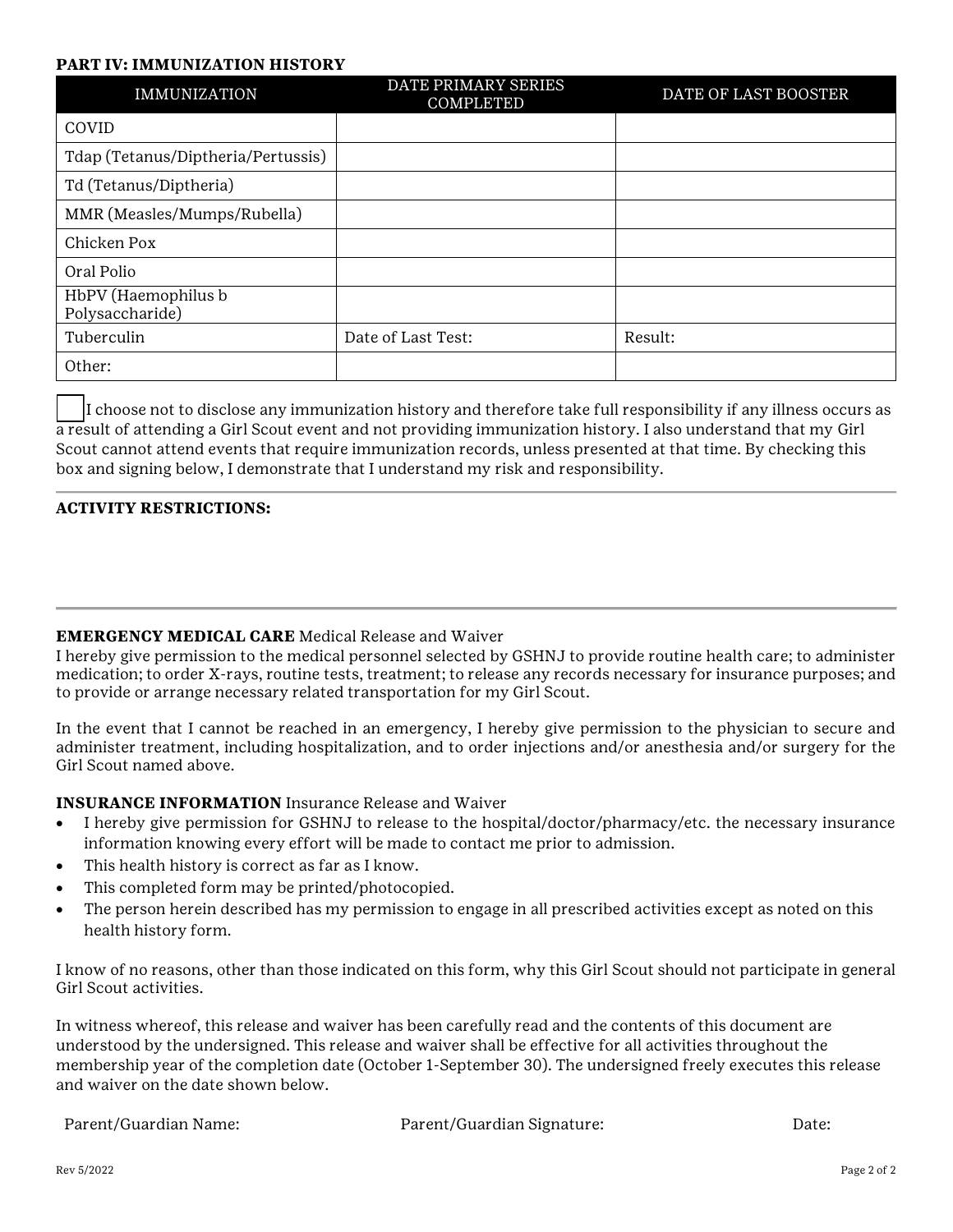**PART IV: IMMUNIZATION HISTORY**

| IMMUNIZATION | DATE PRIMARY SERIES COMPLETED | DATE OF LAST BOOSTER |
|---|---|---|
| COVID | | |
| Tdap (Tetanus/Diptheria/Pertussis) | | |
| Td (Tetanus/Diptheria) | | |
| MMR (Measles/Mumps/Rubella) | | |
| Chicken Pox | | |
| Oral Polio | | |
| HbPV (Haemophilus b Polysaccharide) | | |
| Tuberculin | Date of Last Test: | Result: |
| Other: | | |

☐ I choose not to disclose any immunization history and therefore take full responsibility if any illness occurs as a result of attending a Girl Scout event and not providing immunization history. I also understand that my Girl Scout cannot attend events that require immunization records, unless presented at that time. By checking this box and signing below, I demonstrate that I understand my risk and responsibility.

**ACTIVITY RESTRICTIONS:**

**EMERGENCY MEDICAL CARE** Medical Release and Waiver

I hereby give permission to the medical personnel selected by GSHNJ to provide routine health care; to administer medication; to order X-rays, routine tests, treatment; to release any records necessary for insurance purposes; and to provide or arrange necessary related transportation for my Girl Scout.

In the event that I cannot be reached in an emergency, I hereby give permission to the physician to secure and administer treatment, including hospitalization, and to order injections and/or anesthesia and/or surgery for the Girl Scout named above.

**INSURANCE INFORMATION** Insurance Release and Waiver

- I hereby give permission for GSHNJ to release to the hospital/doctor/pharmacy/etc. the necessary insurance information knowing every effort will be made to contact me prior to admission.
- This health history is correct as far as I know.
- This completed form may be printed/photocopied.
- The person herein described has my permission to engage in all prescribed activities except as noted on this health history form.

I know of no reasons, other than those indicated on this form, why this Girl Scout should not participate in general Girl Scout activities.

In witness whereof, this release and waiver has been carefully read and the contents of this document are understood by the undersigned. This release and waiver shall be effective for all activities throughout the membership year of the completion date (October 1-September 30). The undersigned freely executes this release and waiver on the date shown below.

Parent/Guardian Name: Parent/Guardian Signature: Date:

Rev 5/2022